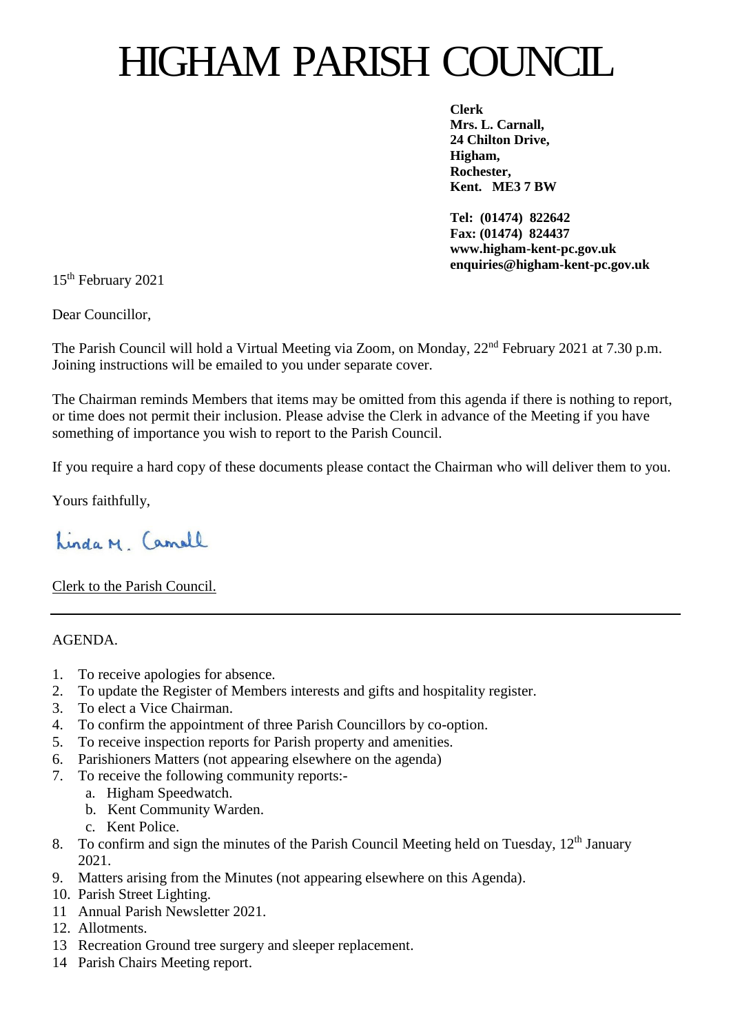# HIGHAM PARISH COUNCIL

**Clerk**
**Mrs. L. Carnall,**
**24 Chilton Drive,**
**Higham,**
**Rochester,**
**Kent. ME3 7 BW**

**Tel: (01474) 822642**
**Fax: (01474) 824437**
**www.higham-kent-pc.gov.uk**
**enquiries@higham-kent-pc.gov.uk**

15th February 2021

Dear Councillor,

The Parish Council will hold a Virtual Meeting via Zoom, on Monday, 22nd February 2021 at 7.30 p.m. Joining instructions will be emailed to you under separate cover.

The Chairman reminds Members that items may be omitted from this agenda if there is nothing to report, or time does not permit their inclusion. Please advise the Clerk in advance of the Meeting if you have something of importance you wish to report to the Parish Council.

If you require a hard copy of these documents please contact the Chairman who will deliver them to you.

Yours faithfully,

Linda M. Carnall

Clerk to the Parish Council.

---

AGENDA.

1. To receive apologies for absence.
2. To update the Register of Members interests and gifts and hospitality register.
3. To elect a Vice Chairman.
4. To confirm the appointment of three Parish Councillors by co-option.
5. To receive inspection reports for Parish property and amenities.
6. Parishioners Matters (not appearing elsewhere on the agenda)
7. To receive the following community reports:-
   a. Higham Speedwatch.
   b. Kent Community Warden.
   c. Kent Police.
8. To confirm and sign the minutes of the Parish Council Meeting held on Tuesday, 12th January 2021.
9. Matters arising from the Minutes (not appearing elsewhere on this Agenda).
10. Parish Street Lighting.
11. Annual Parish Newsletter 2021.
12. Allotments.
13. Recreation Ground tree surgery and sleeper replacement.
14. Parish Chairs Meeting report.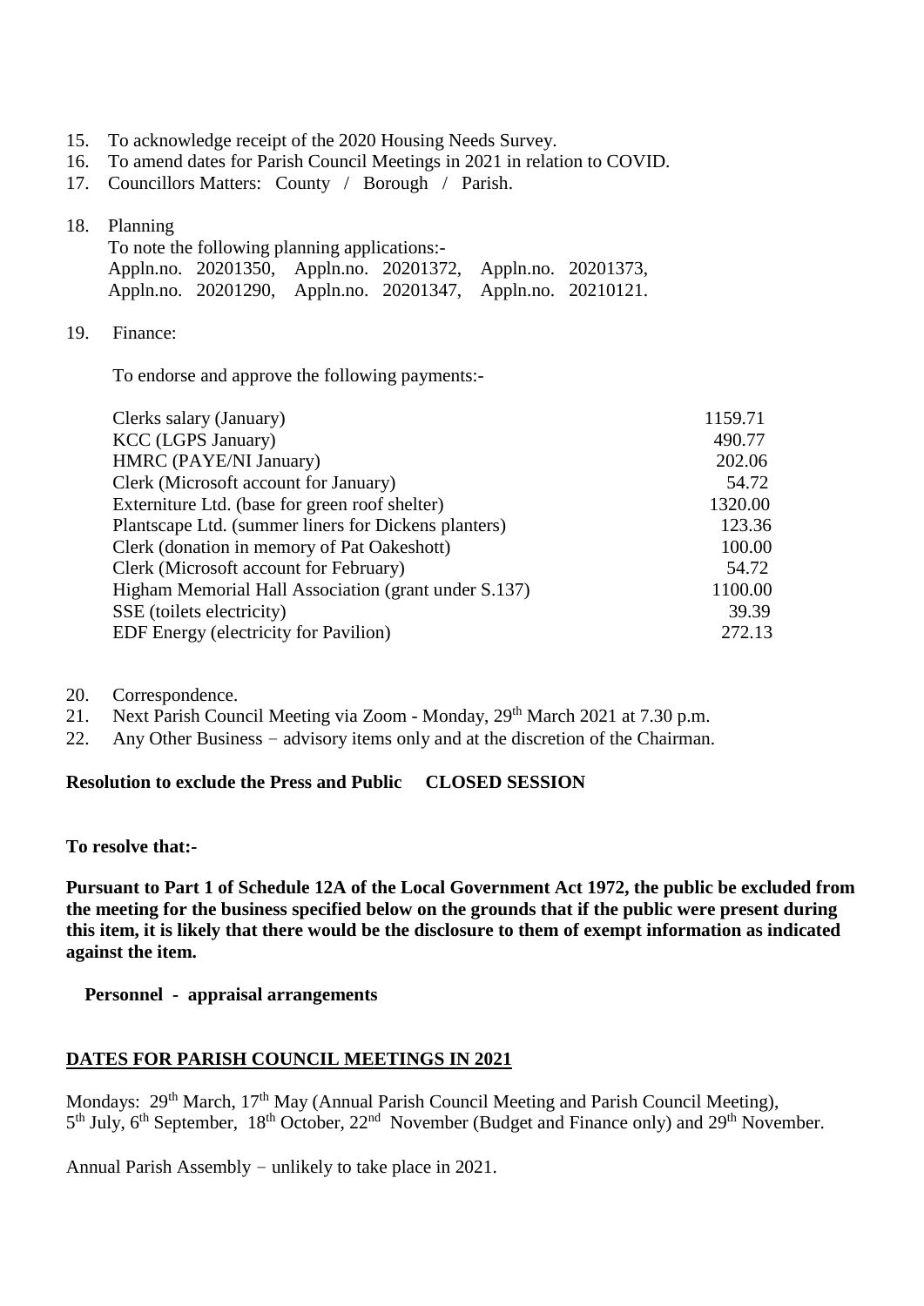15. To acknowledge receipt of the 2020 Housing Needs Survey.
16. To amend dates for Parish Council Meetings in 2021 in relation to COVID.
17. Councillors Matters: County / Borough / Parish.

18. Planning
    To note the following planning applications:-
    Appln.no. 20201350, Appln.no. 20201372, Appln.no. 20201373,
    Appln.no. 20201290, Appln.no. 20201347, Appln.no. 20210121.

19. Finance:

    To endorse and approve the following payments:-

| | |
|---|---|
| Clerks salary (January) | 1159.71 |
| KCC (LGPS January) | 490.77 |
| HMRC (PAYE/NI January) | 202.06 |
| Clerk (Microsoft account for January) | 54.72 |
| Externiture Ltd. (base for green roof shelter) | 1320.00 |
| Plantscape Ltd. (summer liners for Dickens planters) | 123.36 |
| Clerk (donation in memory of Pat Oakeshott) | 100.00 |
| Clerk (Microsoft account for February) | 54.72 |
| Higham Memorial Hall Association (grant under S.137) | 1100.00 |
| SSE (toilets electricity) | 39.39 |
| EDF Energy (electricity for Pavilion) | 272.13 |

20. Correspondence.
21. Next Parish Council Meeting via Zoom - Monday, 29th March 2021 at 7.30 p.m.
22. Any Other Business − advisory items only and at the discretion of the Chairman.

**Resolution to exclude the Press and Public CLOSED SESSION**

**To resolve that:-**

**Pursuant to Part 1 of Schedule 12A of the Local Government Act 1972, the public be excluded from the meeting for the business specified below on the grounds that if the public were present during this item, it is likely that there would be the disclosure to them of exempt information as indicated against the item.**

**Personnel - appraisal arrangements**

## DATES FOR PARISH COUNCIL MEETINGS IN 2021

Mondays: 29th March, 17th May (Annual Parish Council Meeting and Parish Council Meeting), 5th July, 6th September, 18th October, 22nd November (Budget and Finance only) and 29th November.

Annual Parish Assembly − unlikely to take place in 2021.